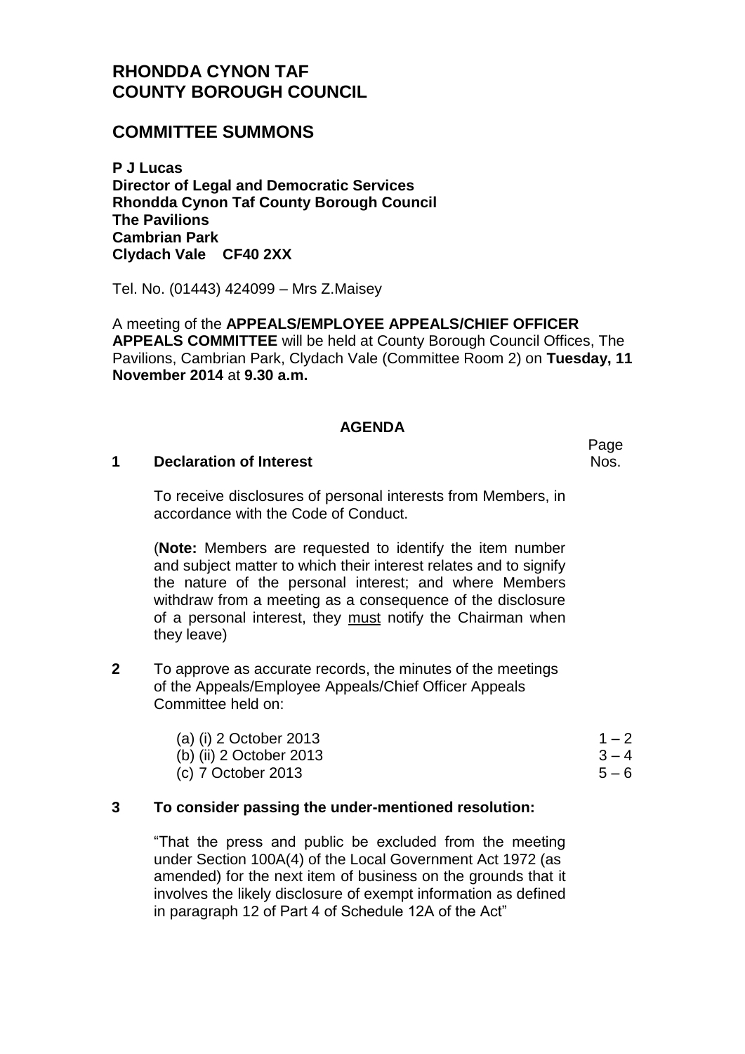# RHONDDA CYNON TAF COUNTY BOROUGH COUNCIL

## COMMITTEE SUMMONS

**P J Lucas**
**Director of Legal and Democratic Services**
**Rhondda Cynon Taf County Borough Council**
**The Pavilions**
**Cambrian Park**
**Clydach Vale CF40 2XX**

Tel. No. (01443) 424099 – Mrs Z.Maisey

A meeting of the **APPEALS/EMPLOYEE APPEALS/CHIEF OFFICER APPEALS COMMITTEE** will be held at County Borough Council Offices, The Pavilions, Cambrian Park, Clydach Vale (Committee Room 2) on **Tuesday, 11 November 2014** at **9.30 a.m.**

**AGENDA**

Page Nos.

**1 Declaration of Interest**

To receive disclosures of personal interests from Members, in accordance with the Code of Conduct.

(**Note:** Members are requested to identify the item number and subject matter to which their interest relates and to signify the nature of the personal interest; and where Members withdraw from a meeting as a consequence of the disclosure of a personal interest, they must notify the Chairman when they leave)

**2** To approve as accurate records, the minutes of the meetings of the Appeals/Employee Appeals/Chief Officer Appeals Committee held on:

| | |
|---|---|
| (a) (i) 2 October 2013 | 1 – 2 |
| (b) (ii) 2 October 2013 | 3 – 4 |
| (c) 7 October 2013 | 5 – 6 |

**3 To consider passing the under-mentioned resolution:**

"That the press and public be excluded from the meeting under Section 100A(4) of the Local Government Act 1972 (as amended) for the next item of business on the grounds that it involves the likely disclosure of exempt information as defined in paragraph 12 of Part 4 of Schedule 12A of the Act"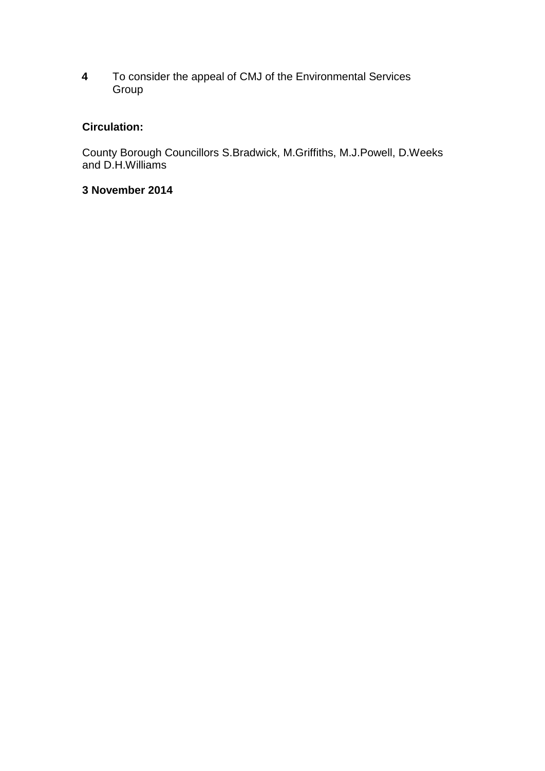**4** To consider the appeal of CMJ of the Environmental Services Group

**Circulation:**

County Borough Councillors S.Bradwick, M.Griffiths, M.J.Powell, D.Weeks and D.H.Williams

**3 November 2014**